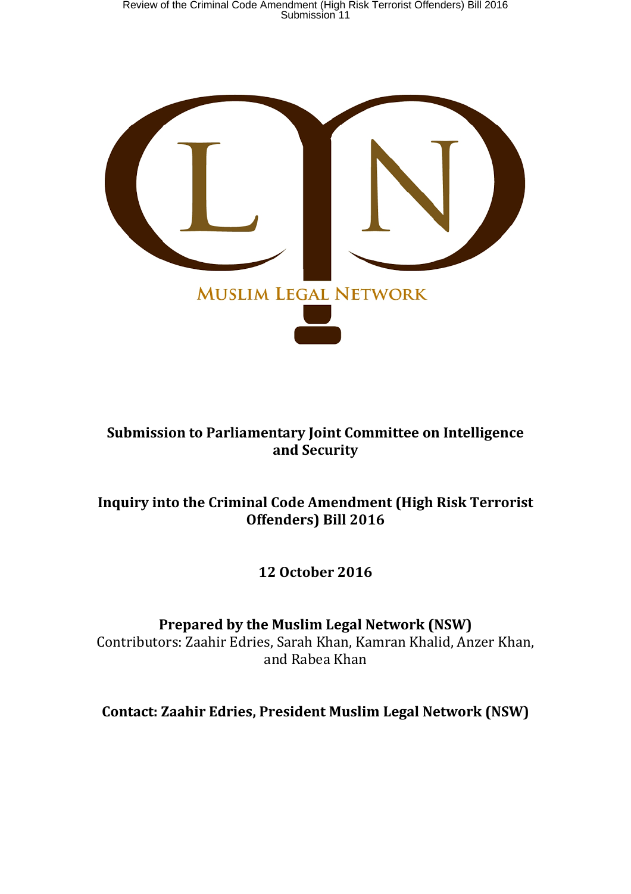MUSLIM LEGAL NETWORK

**Submission to Parliamentary Joint Committee on Intelligence and Security**

**Inquiry into the Criminal Code Amendment (High Risk Terrorist Offenders) Bill 2016**

**12 October 2016**

**Prepared by the Muslim Legal Network (NSW)**
Contributors: Zaahir Edries, Sarah Khan, Kamran Khalid, Anzer Khan, and Rabea Khan

**Contact: Zaahir Edries, President Muslim Legal Network (NSW)**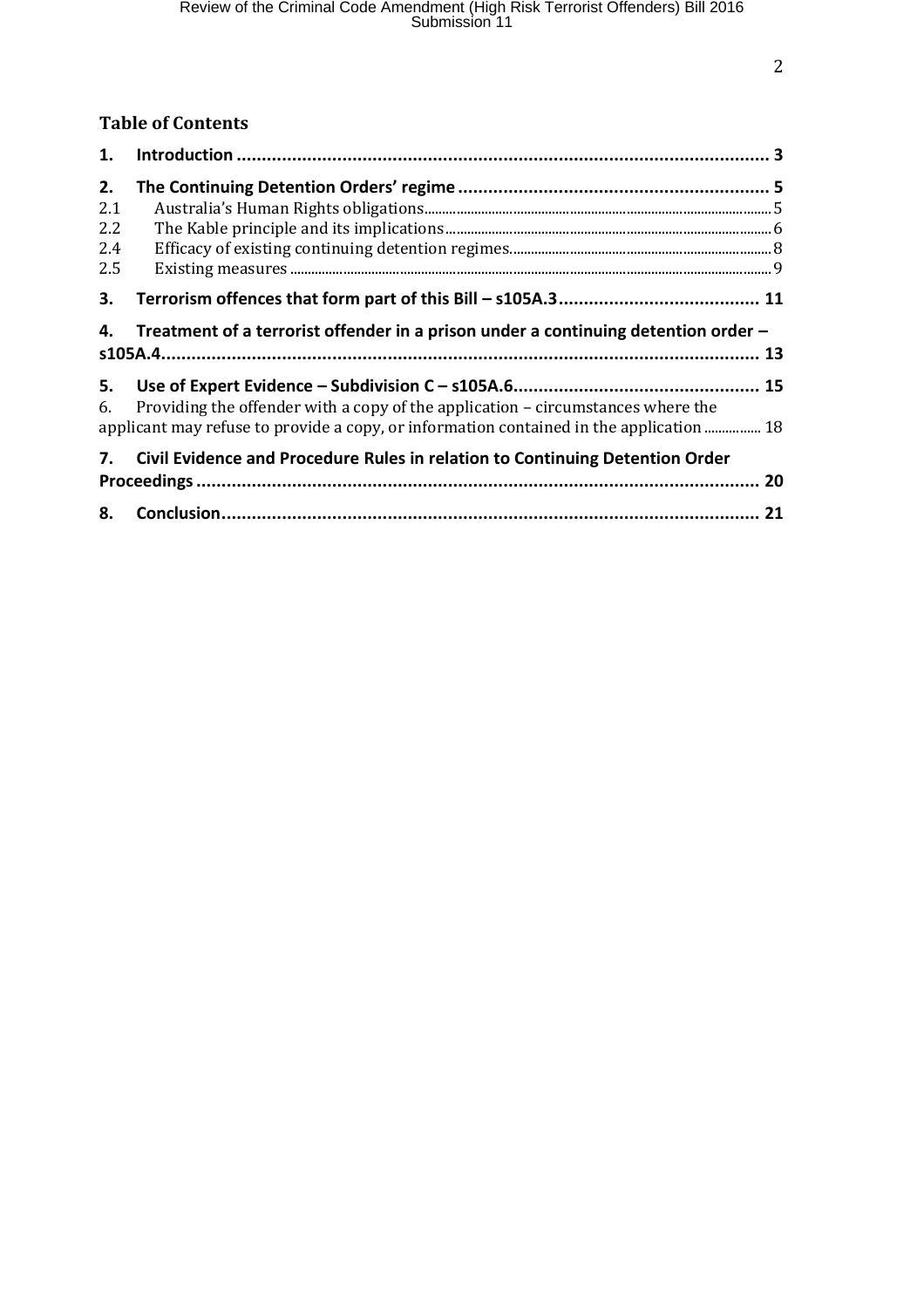## Table of Contents

| | | |
|---|---|---|
| **1.** | **Introduction** | **3** |
| **2.** | **The Continuing Detention Orders' regime** | **5** |
| 2.1 | Australia's Human Rights obligations | 5 |
| 2.2 | The Kable principle and its implications | 6 |
| 2.4 | Efficacy of existing continuing detention regimes. | 8 |
| 2.5 | Existing measures | 9 |
| **3.** | **Terrorism offences that form part of this Bill – s105A.3** | **11** |
| **4.** | **Treatment of a terrorist offender in a prison under a continuing detention order – s105A.4.** | **13** |
| **5.** | **Use of Expert Evidence – Subdivision C – s105A.6.** | **15** |
| 6. | Providing the offender with a copy of the application – circumstances where the applicant may refuse to provide a copy, or information contained in the application | 18 |
| **7.** | **Civil Evidence and Procedure Rules in relation to Continuing Detention Order Proceedings** | **20** |
| **8.** | **Conclusion** | **21** |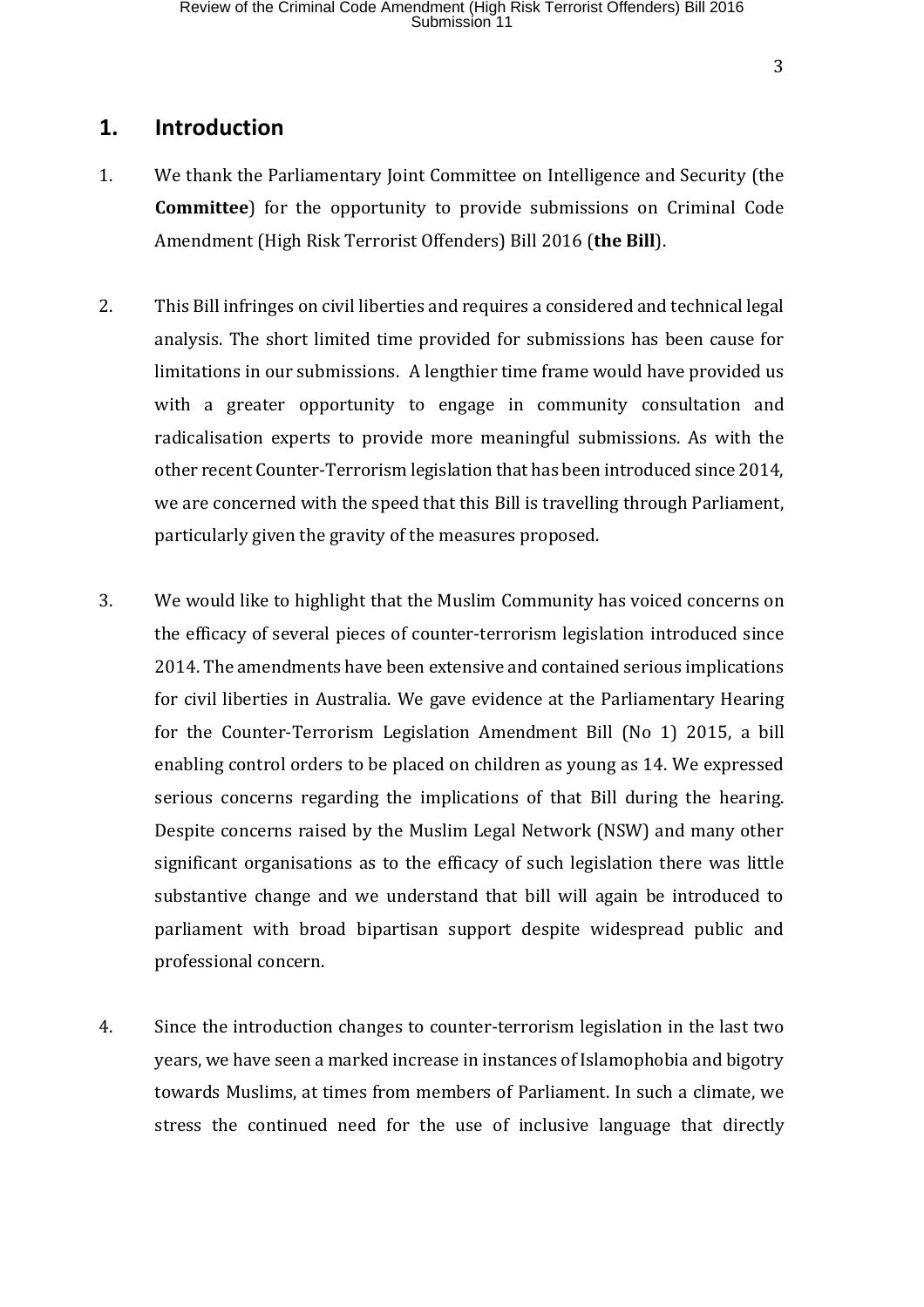## 1. Introduction

1. We thank the Parliamentary Joint Committee on Intelligence and Security (the **Committee**) for the opportunity to provide submissions on Criminal Code Amendment (High Risk Terrorist Offenders) Bill 2016 (**the Bill**).

2. This Bill infringes on civil liberties and requires a considered and technical legal analysis. The short limited time provided for submissions has been cause for limitations in our submissions. A lengthier time frame would have provided us with a greater opportunity to engage in community consultation and radicalisation experts to provide more meaningful submissions. As with the other recent Counter-Terrorism legislation that has been introduced since 2014, we are concerned with the speed that this Bill is travelling through Parliament, particularly given the gravity of the measures proposed.

3. We would like to highlight that the Muslim Community has voiced concerns on the efficacy of several pieces of counter-terrorism legislation introduced since 2014. The amendments have been extensive and contained serious implications for civil liberties in Australia. We gave evidence at the Parliamentary Hearing for the Counter-Terrorism Legislation Amendment Bill (No 1) 2015, a bill enabling control orders to be placed on children as young as 14. We expressed serious concerns regarding the implications of that Bill during the hearing. Despite concerns raised by the Muslim Legal Network (NSW) and many other significant organisations as to the efficacy of such legislation there was little substantive change and we understand that bill will again be introduced to parliament with broad bipartisan support despite widespread public and professional concern.

4. Since the introduction changes to counter-terrorism legislation in the last two years, we have seen a marked increase in instances of Islamophobia and bigotry towards Muslims, at times from members of Parliament. In such a climate, we stress the continued need for the use of inclusive language that directly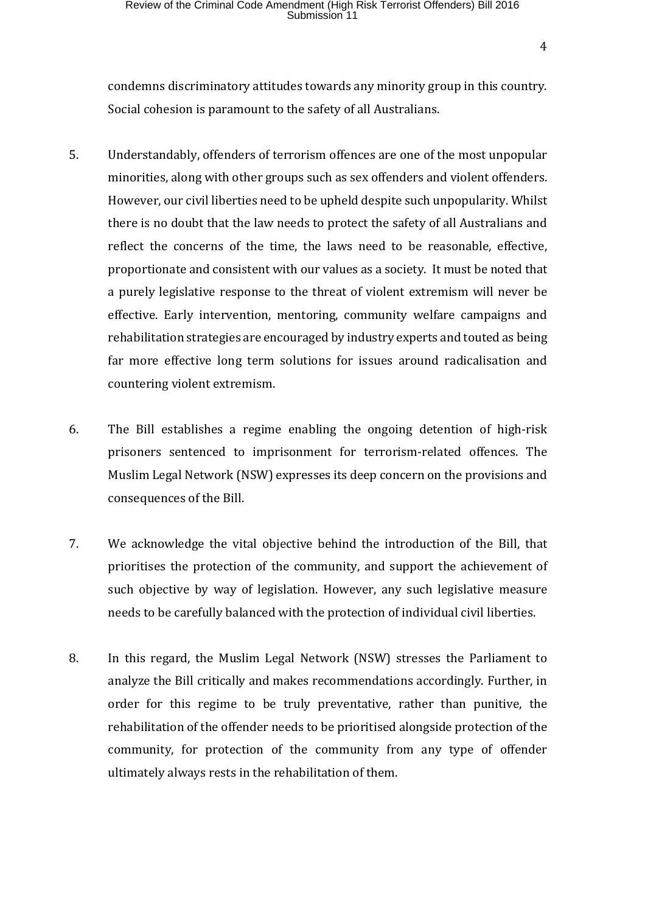condemns discriminatory attitudes towards any minority group in this country. Social cohesion is paramount to the safety of all Australians.

5. Understandably, offenders of terrorism offences are one of the most unpopular minorities, along with other groups such as sex offenders and violent offenders. However, our civil liberties need to be upheld despite such unpopularity. Whilst there is no doubt that the law needs to protect the safety of all Australians and reflect the concerns of the time, the laws need to be reasonable, effective, proportionate and consistent with our values as a society. It must be noted that a purely legislative response to the threat of violent extremism will never be effective. Early intervention, mentoring, community welfare campaigns and rehabilitation strategies are encouraged by industry experts and touted as being far more effective long term solutions for issues around radicalisation and countering violent extremism.

6. The Bill establishes a regime enabling the ongoing detention of high-risk prisoners sentenced to imprisonment for terrorism-related offences. The Muslim Legal Network (NSW) expresses its deep concern on the provisions and consequences of the Bill.

7. We acknowledge the vital objective behind the introduction of the Bill, that prioritises the protection of the community, and support the achievement of such objective by way of legislation. However, any such legislative measure needs to be carefully balanced with the protection of individual civil liberties.

8. In this regard, the Muslim Legal Network (NSW) stresses the Parliament to analyze the Bill critically and makes recommendations accordingly. Further, in order for this regime to be truly preventative, rather than punitive, the rehabilitation of the offender needs to be prioritised alongside protection of the community, for protection of the community from any type of offender ultimately always rests in the rehabilitation of them.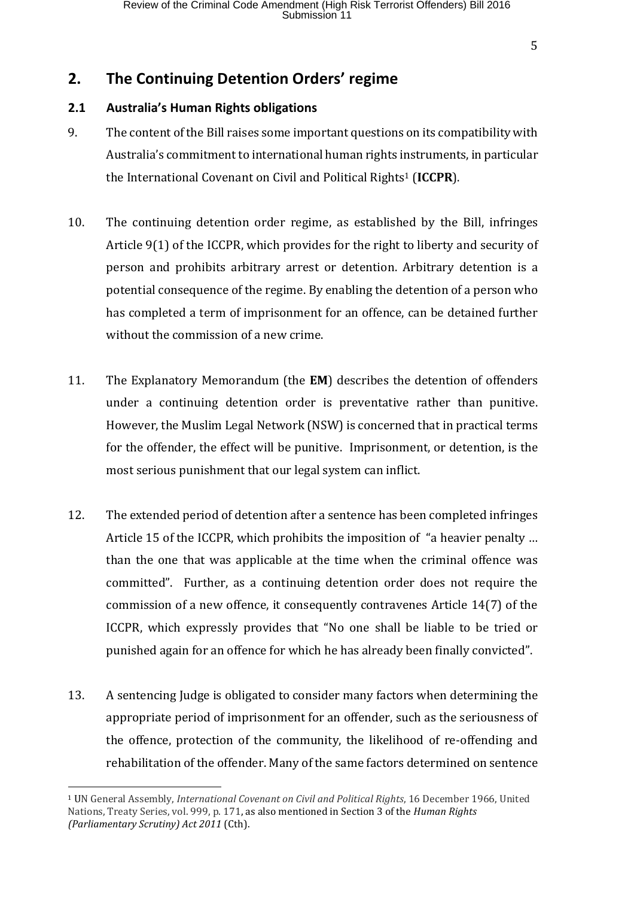## 2. The Continuing Detention Orders' regime

### 2.1 Australia's Human Rights obligations

9. The content of the Bill raises some important questions on its compatibility with Australia's commitment to international human rights instruments, in particular the International Covenant on Civil and Political Rights[1] (**ICCPR**).

10. The continuing detention order regime, as established by the Bill, infringes Article 9(1) of the ICCPR, which provides for the right to liberty and security of person and prohibits arbitrary arrest or detention. Arbitrary detention is a potential consequence of the regime. By enabling the detention of a person who has completed a term of imprisonment for an offence, can be detained further without the commission of a new crime.

11. The Explanatory Memorandum (the **EM**) describes the detention of offenders under a continuing detention order is preventative rather than punitive. However, the Muslim Legal Network (NSW) is concerned that in practical terms for the offender, the effect will be punitive. Imprisonment, or detention, is the most serious punishment that our legal system can inflict.

12. The extended period of detention after a sentence has been completed infringes Article 15 of the ICCPR, which prohibits the imposition of "a heavier penalty … than the one that was applicable at the time when the criminal offence was committed". Further, as a continuing detention order does not require the commission of a new offence, it consequently contravenes Article 14(7) of the ICCPR, which expressly provides that "No one shall be liable to be tried or punished again for an offence for which he has already been finally convicted".

13. A sentencing Judge is obligated to consider many factors when determining the appropriate period of imprisonment for an offender, such as the seriousness of the offence, protection of the community, the likelihood of re-offending and rehabilitation of the offender. Many of the same factors determined on sentence

---

[1] UN General Assembly, *International Covenant on Civil and Political Rights*, 16 December 1966, United Nations, Treaty Series, vol. 999, p. 171, as also mentioned in Section 3 of the *Human Rights (Parliamentary Scrutiny) Act 2011* (Cth).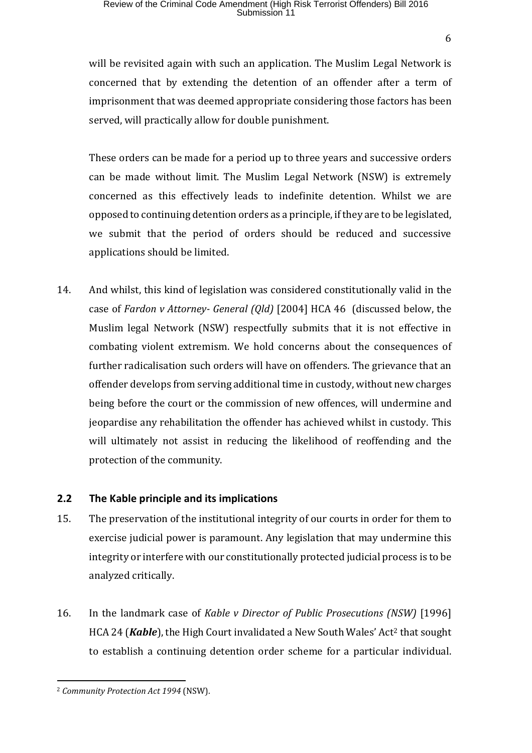will be revisited again with such an application. The Muslim Legal Network is concerned that by extending the detention of an offender after a term of imprisonment that was deemed appropriate considering those factors has been served, will practically allow for double punishment.

These orders can be made for a period up to three years and successive orders can be made without limit. The Muslim Legal Network (NSW) is extremely concerned as this effectively leads to indefinite detention. Whilst we are opposed to continuing detention orders as a principle, if they are to be legislated, we submit that the period of orders should be reduced and successive applications should be limited.

14. And whilst, this kind of legislation was considered constitutionally valid in the case of *Fardon v Attorney- General (Qld)* [2004] HCA 46 (discussed below, the Muslim legal Network (NSW) respectfully submits that it is not effective in combating violent extremism. We hold concerns about the consequences of further radicalisation such orders will have on offenders. The grievance that an offender develops from serving additional time in custody, without new charges being before the court or the commission of new offences, will undermine and jeopardise any rehabilitation the offender has achieved whilst in custody. This will ultimately not assist in reducing the likelihood of reoffending and the protection of the community.

## 2.2 The Kable principle and its implications

15. The preservation of the institutional integrity of our courts in order for them to exercise judicial power is paramount. Any legislation that may undermine this integrity or interfere with our constitutionally protected judicial process is to be analyzed critically.

16. In the landmark case of *Kable v Director of Public Prosecutions (NSW)* [1996] HCA 24 (***Kable***), the High Court invalidated a New South Wales' Act[2] that sought to establish a continuing detention order scheme for a particular individual.

[2] *Community Protection Act 1994* (NSW).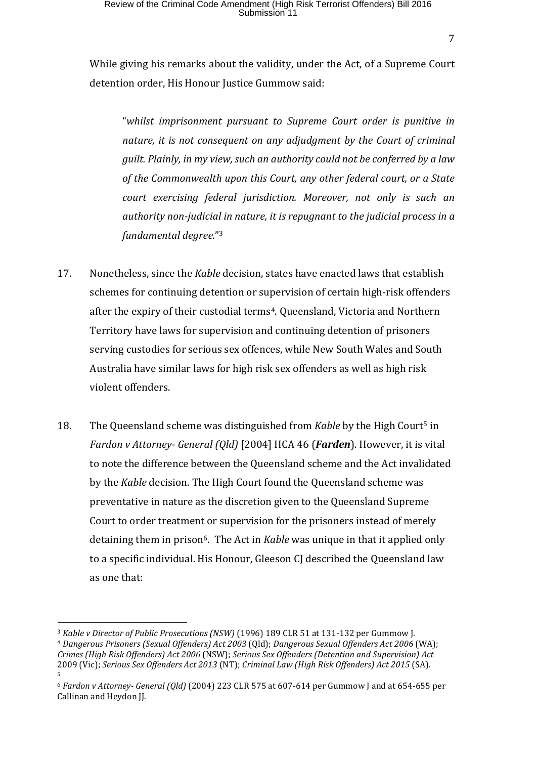While giving his remarks about the validity, under the Act, of a Supreme Court detention order, His Honour Justice Gummow said:

> "*whilst imprisonment pursuant to Supreme Court order is punitive in nature, it is not consequent on any adjudgment by the Court of criminal guilt. Plainly, in my view, such an authority could not be conferred by a law of the Commonwealth upon this Court, any other federal court, or a State court exercising federal jurisdiction. Moreover, not only is such an authority non-judicial in nature, it is repugnant to the judicial process in a fundamental degree.*"[3]

17. Nonetheless, since the *Kable* decision, states have enacted laws that establish schemes for continuing detention or supervision of certain high-risk offenders after the expiry of their custodial terms[4]. Queensland, Victoria and Northern Territory have laws for supervision and continuing detention of prisoners serving custodies for serious sex offences, while New South Wales and South Australia have similar laws for high risk sex offenders as well as high risk violent offenders.

18. The Queensland scheme was distinguished from *Kable* by the High Court[5] in *Fardon v Attorney- General (Qld)* [2004] HCA 46 (***Farden***). However, it is vital to note the difference between the Queensland scheme and the Act invalidated by the *Kable* decision. The High Court found the Queensland scheme was preventative in nature as the discretion given to the Queensland Supreme Court to order treatment or supervision for the prisoners instead of merely detaining them in prison[6]. The Act in *Kable* was unique in that it applied only to a specific individual. His Honour, Gleeson CJ described the Queensland law as one that:

---

[3] *Kable v Director of Public Prosecutions (NSW)* (1996) 189 CLR 51 at 131-132 per Gummow J.

[4] *Dangerous Prisoners (Sexual Offenders) Act 2003* (Qld); *Dangerous Sexual Offenders Act 2006* (WA); *Crimes (High Risk Offenders) Act 2006* (NSW); *Serious Sex Offenders (Detention and Supervision) Act* 2009 (Vic); *Serious Sex Offenders Act 2013* (NT); *Criminal Law (High Risk Offenders) Act 2015* (SA).

[5]

[6] *Fardon v Attorney- General (Qld)* (2004) 223 CLR 575 at 607-614 per Gummow J and at 654-655 per Callinan and Heydon JJ.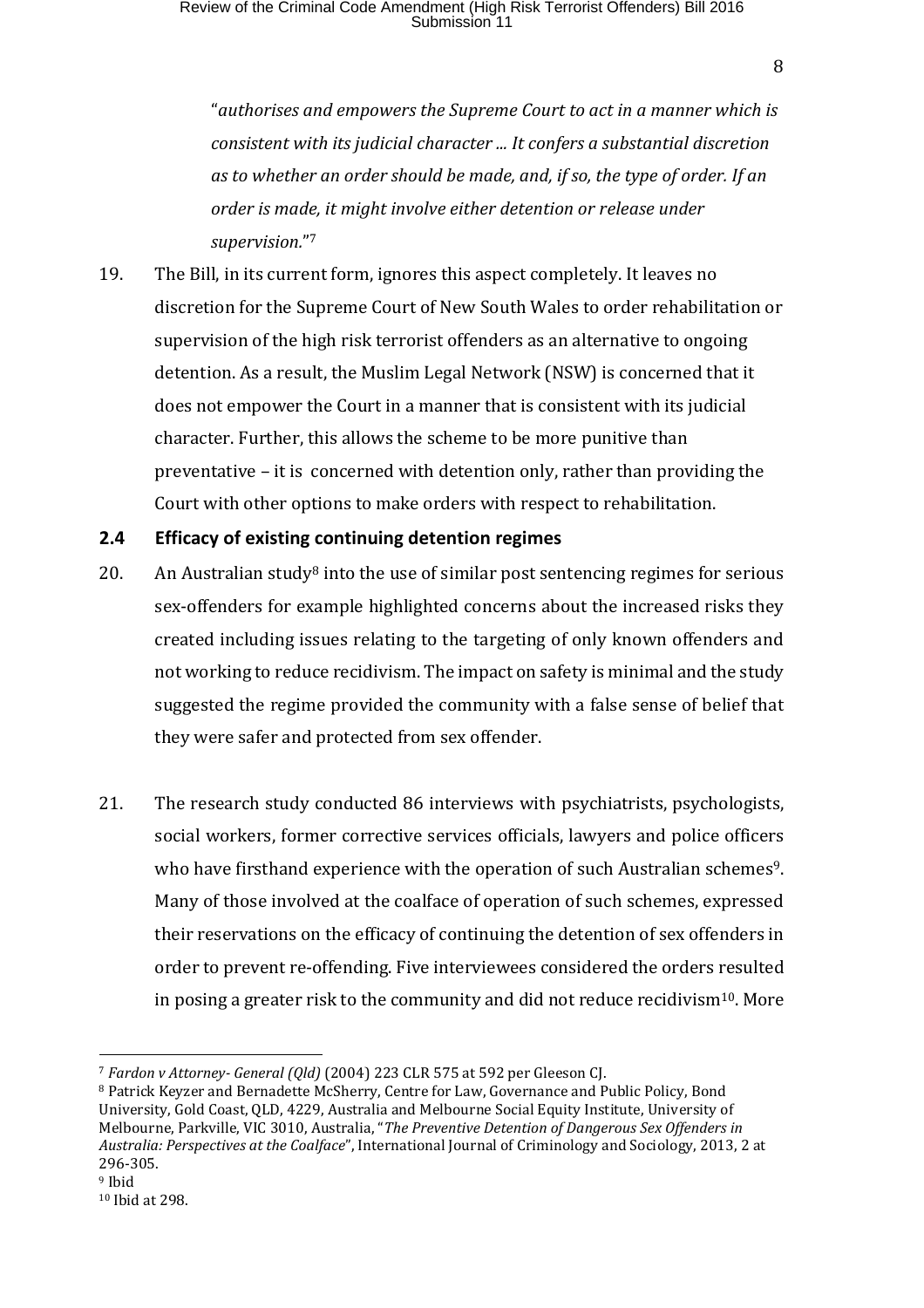"*authorises and empowers the Supreme Court to act in a manner which is consistent with its judicial character ... It confers a substantial discretion as to whether an order should be made, and, if so, the type of order. If an order is made, it might involve either detention or release under supervision.*"[7]

19. The Bill, in its current form, ignores this aspect completely. It leaves no discretion for the Supreme Court of New South Wales to order rehabilitation or supervision of the high risk terrorist offenders as an alternative to ongoing detention. As a result, the Muslim Legal Network (NSW) is concerned that it does not empower the Court in a manner that is consistent with its judicial character. Further, this allows the scheme to be more punitive than preventative – it is concerned with detention only, rather than providing the Court with other options to make orders with respect to rehabilitation.

## 2.4 Efficacy of existing continuing detention regimes

20. An Australian study[8] into the use of similar post sentencing regimes for serious sex-offenders for example highlighted concerns about the increased risks they created including issues relating to the targeting of only known offenders and not working to reduce recidivism. The impact on safety is minimal and the study suggested the regime provided the community with a false sense of belief that they were safer and protected from sex offender.

21. The research study conducted 86 interviews with psychiatrists, psychologists, social workers, former corrective services officials, lawyers and police officers who have firsthand experience with the operation of such Australian schemes[9]. Many of those involved at the coalface of operation of such schemes, expressed their reservations on the efficacy of continuing the detention of sex offenders in order to prevent re-offending. Five interviewees considered the orders resulted in posing a greater risk to the community and did not reduce recidivism[10]. More

---

[7] *Fardon v Attorney- General (Qld)* (2004) 223 CLR 575 at 592 per Gleeson CJ.

[8] Patrick Keyzer and Bernadette McSherry, Centre for Law, Governance and Public Policy, Bond University, Gold Coast, QLD, 4229, Australia and Melbourne Social Equity Institute, University of Melbourne, Parkville, VIC 3010, Australia, "*The Preventive Detention of Dangerous Sex Offenders in Australia: Perspectives at the Coalface*", International Journal of Criminology and Sociology, 2013, 2 at 296-305.

[9] Ibid

[10] Ibid at 298.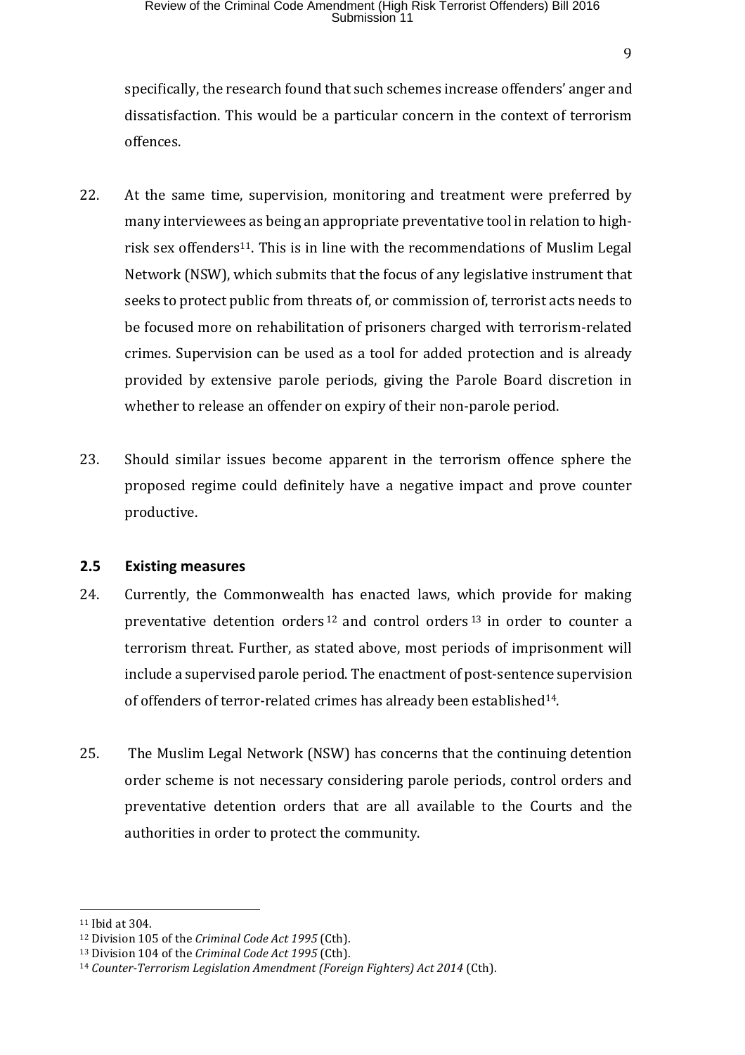specifically, the research found that such schemes increase offenders' anger and dissatisfaction. This would be a particular concern in the context of terrorism offences.

22. At the same time, supervision, monitoring and treatment were preferred by many interviewees as being an appropriate preventative tool in relation to high-risk sex offenders[11]. This is in line with the recommendations of Muslim Legal Network (NSW), which submits that the focus of any legislative instrument that seeks to protect public from threats of, or commission of, terrorist acts needs to be focused more on rehabilitation of prisoners charged with terrorism-related crimes. Supervision can be used as a tool for added protection and is already provided by extensive parole periods, giving the Parole Board discretion in whether to release an offender on expiry of their non-parole period.

23. Should similar issues become apparent in the terrorism offence sphere the proposed regime could definitely have a negative impact and prove counter productive.

### 2.5 Existing measures

24. Currently, the Commonwealth has enacted laws, which provide for making preventative detention orders[12] and control orders[13] in order to counter a terrorism threat. Further, as stated above, most periods of imprisonment will include a supervised parole period. The enactment of post-sentence supervision of offenders of terror-related crimes has already been established[14].

25. The Muslim Legal Network (NSW) has concerns that the continuing detention order scheme is not necessary considering parole periods, control orders and preventative detention orders that are all available to the Courts and the authorities in order to protect the community.

---

[11] Ibid at 304.

[12] Division 105 of the *Criminal Code Act 1995* (Cth).

[13] Division 104 of the *Criminal Code Act 1995* (Cth).

[14] *Counter-Terrorism Legislation Amendment (Foreign Fighters) Act 2014* (Cth).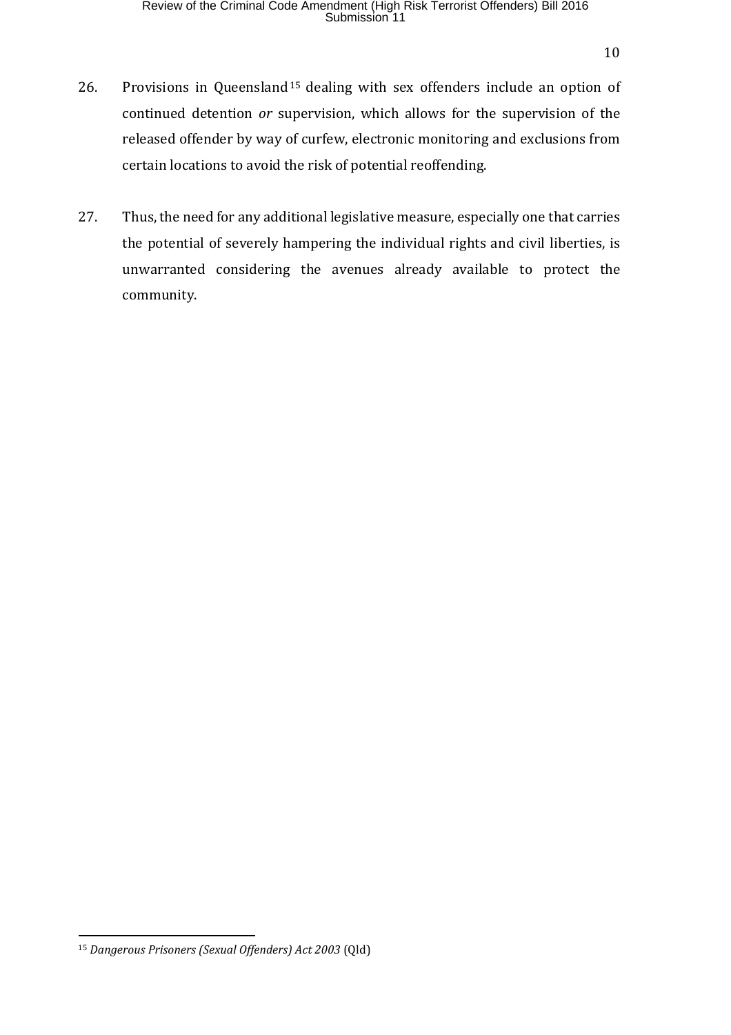26. Provisions in Queensland[15] dealing with sex offenders include an option of continued detention *or* supervision, which allows for the supervision of the released offender by way of curfew, electronic monitoring and exclusions from certain locations to avoid the risk of potential reoffending.

27. Thus, the need for any additional legislative measure, especially one that carries the potential of severely hampering the individual rights and civil liberties, is unwarranted considering the avenues already available to protect the community.

---

[15] *Dangerous Prisoners (Sexual Offenders) Act 2003* (Qld)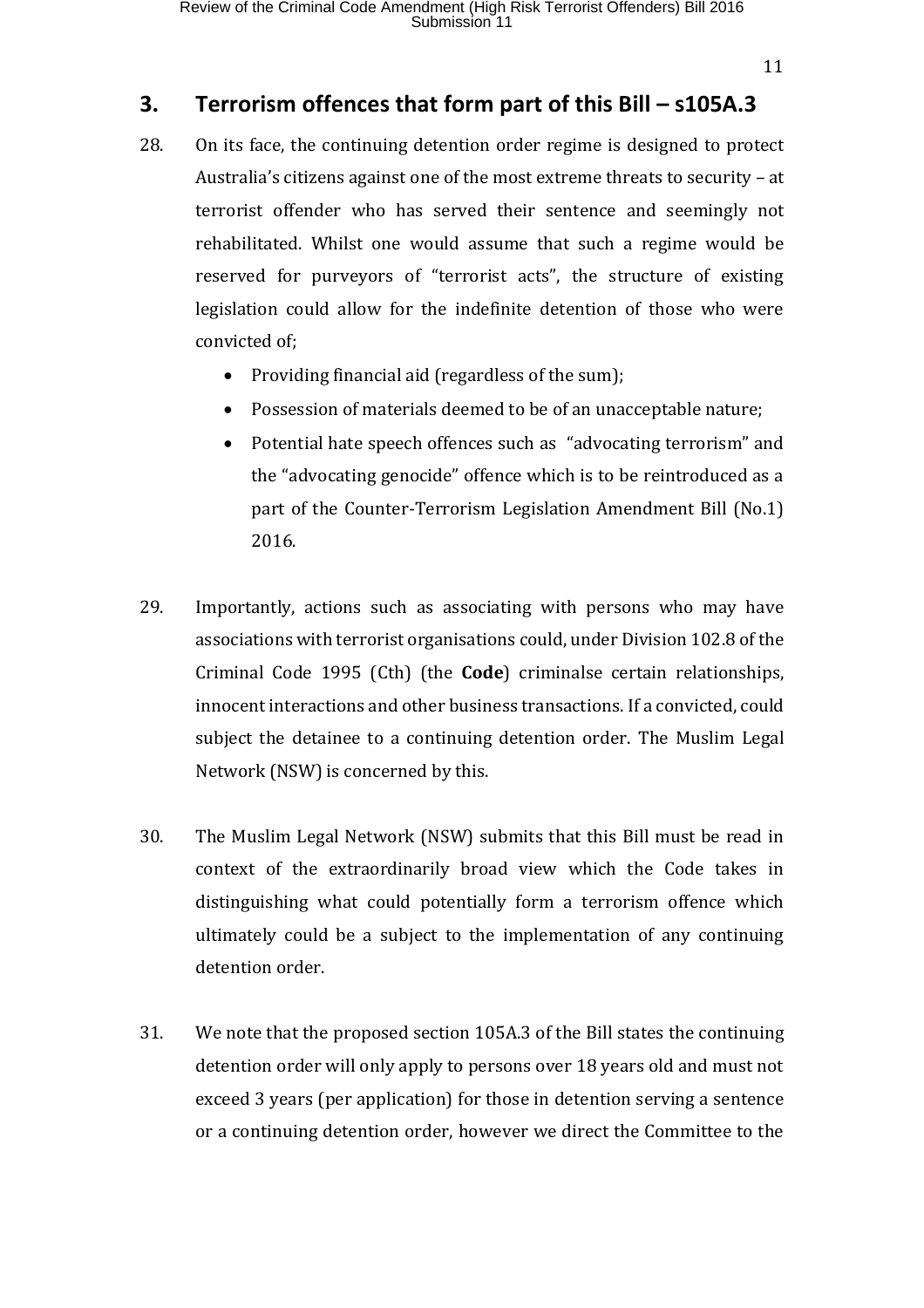## 3. Terrorism offences that form part of this Bill – s105A.3

28. On its face, the continuing detention order regime is designed to protect Australia's citizens against one of the most extreme threats to security – at terrorist offender who has served their sentence and seemingly not rehabilitated. Whilst one would assume that such a regime would be reserved for purveyors of "terrorist acts", the structure of existing legislation could allow for the indefinite detention of those who were convicted of;

    - Providing financial aid (regardless of the sum);
    - Possession of materials deemed to be of an unacceptable nature;
    - Potential hate speech offences such as "advocating terrorism" and the "advocating genocide" offence which is to be reintroduced as a part of the Counter-Terrorism Legislation Amendment Bill (No.1) 2016.

29. Importantly, actions such as associating with persons who may have associations with terrorist organisations could, under Division 102.8 of the Criminal Code 1995 (Cth) (the **Code**) criminalse certain relationships, innocent interactions and other business transactions. If a convicted, could subject the detainee to a continuing detention order. The Muslim Legal Network (NSW) is concerned by this.

30. The Muslim Legal Network (NSW) submits that this Bill must be read in context of the extraordinarily broad view which the Code takes in distinguishing what could potentially form a terrorism offence which ultimately could be a subject to the implementation of any continuing detention order.

31. We note that the proposed section 105A.3 of the Bill states the continuing detention order will only apply to persons over 18 years old and must not exceed 3 years (per application) for those in detention serving a sentence or a continuing detention order, however we direct the Committee to the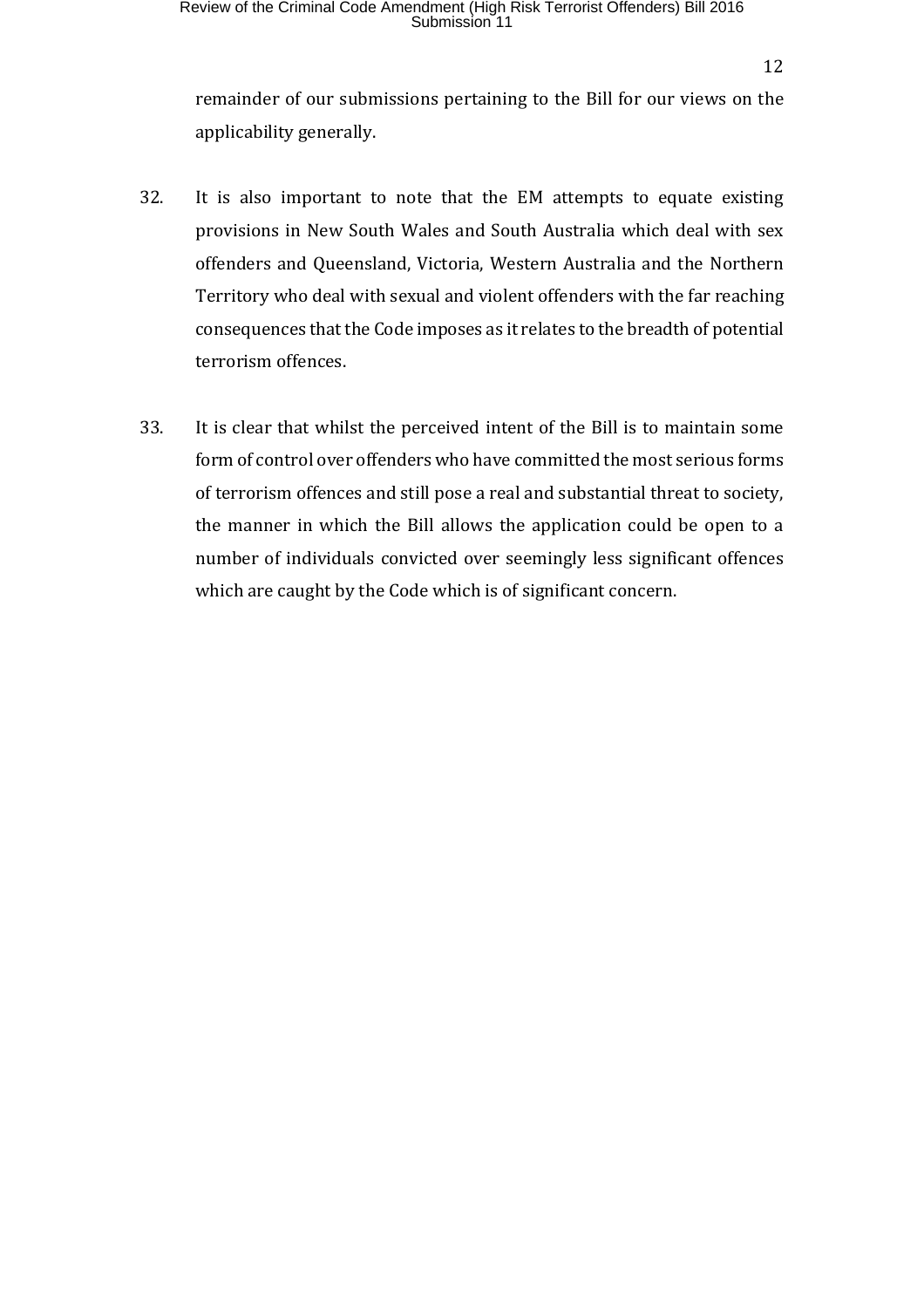remainder of our submissions pertaining to the Bill for our views on the applicability generally.

32. It is also important to note that the EM attempts to equate existing provisions in New South Wales and South Australia which deal with sex offenders and Queensland, Victoria, Western Australia and the Northern Territory who deal with sexual and violent offenders with the far reaching consequences that the Code imposes as it relates to the breadth of potential terrorism offences.

33. It is clear that whilst the perceived intent of the Bill is to maintain some form of control over offenders who have committed the most serious forms of terrorism offences and still pose a real and substantial threat to society, the manner in which the Bill allows the application could be open to a number of individuals convicted over seemingly less significant offences which are caught by the Code which is of significant concern.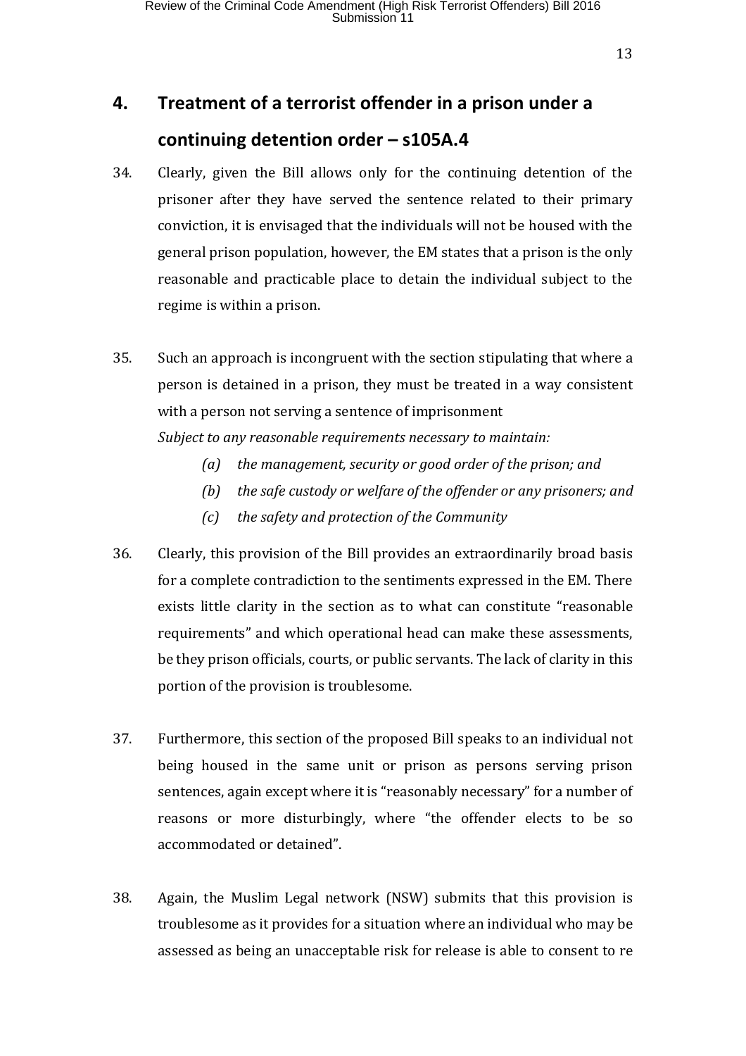## 4. Treatment of a terrorist offender in a prison under a continuing detention order – s105A.4

34. Clearly, given the Bill allows only for the continuing detention of the prisoner after they have served the sentence related to their primary conviction, it is envisaged that the individuals will not be housed with the general prison population, however, the EM states that a prison is the only reasonable and practicable place to detain the individual subject to the regime is within a prison.

35. Such an approach is incongruent with the section stipulating that where a person is detained in a prison, they must be treated in a way consistent with a person not serving a sentence of imprisonment
*Subject to any reasonable requirements necessary to maintain:*
    - *(a) the management, security or good order of the prison; and*
    - *(b) the safe custody or welfare of the offender or any prisoners; and*
    - *(c) the safety and protection of the Community*

36. Clearly, this provision of the Bill provides an extraordinarily broad basis for a complete contradiction to the sentiments expressed in the EM. There exists little clarity in the section as to what can constitute "reasonable requirements" and which operational head can make these assessments, be they prison officials, courts, or public servants. The lack of clarity in this portion of the provision is troublesome.

37. Furthermore, this section of the proposed Bill speaks to an individual not being housed in the same unit or prison as persons serving prison sentences, again except where it is "reasonably necessary" for a number of reasons or more disturbingly, where "the offender elects to be so accommodated or detained".

38. Again, the Muslim Legal network (NSW) submits that this provision is troublesome as it provides for a situation where an individual who may be assessed as being an unacceptable risk for release is able to consent to re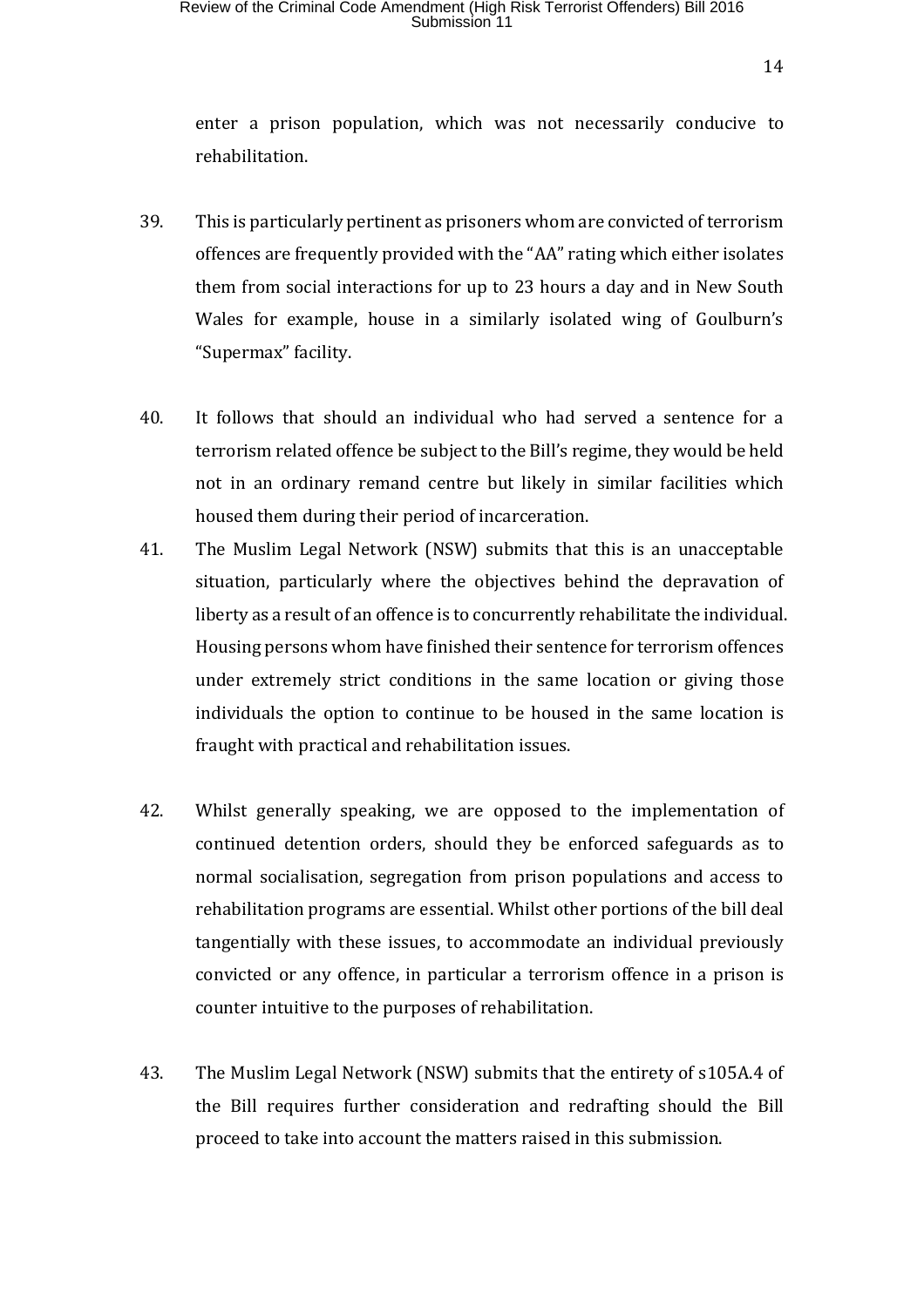enter a prison population, which was not necessarily conducive to rehabilitation.

39. This is particularly pertinent as prisoners whom are convicted of terrorism offences are frequently provided with the "AA" rating which either isolates them from social interactions for up to 23 hours a day and in New South Wales for example, house in a similarly isolated wing of Goulburn's "Supermax" facility.

40. It follows that should an individual who had served a sentence for a terrorism related offence be subject to the Bill's regime, they would be held not in an ordinary remand centre but likely in similar facilities which housed them during their period of incarceration.

41. The Muslim Legal Network (NSW) submits that this is an unacceptable situation, particularly where the objectives behind the depravation of liberty as a result of an offence is to concurrently rehabilitate the individual. Housing persons whom have finished their sentence for terrorism offences under extremely strict conditions in the same location or giving those individuals the option to continue to be housed in the same location is fraught with practical and rehabilitation issues.

42. Whilst generally speaking, we are opposed to the implementation of continued detention orders, should they be enforced safeguards as to normal socialisation, segregation from prison populations and access to rehabilitation programs are essential. Whilst other portions of the bill deal tangentially with these issues, to accommodate an individual previously convicted or any offence, in particular a terrorism offence in a prison is counter intuitive to the purposes of rehabilitation.

43. The Muslim Legal Network (NSW) submits that the entirety of s105A.4 of the Bill requires further consideration and redrafting should the Bill proceed to take into account the matters raised in this submission.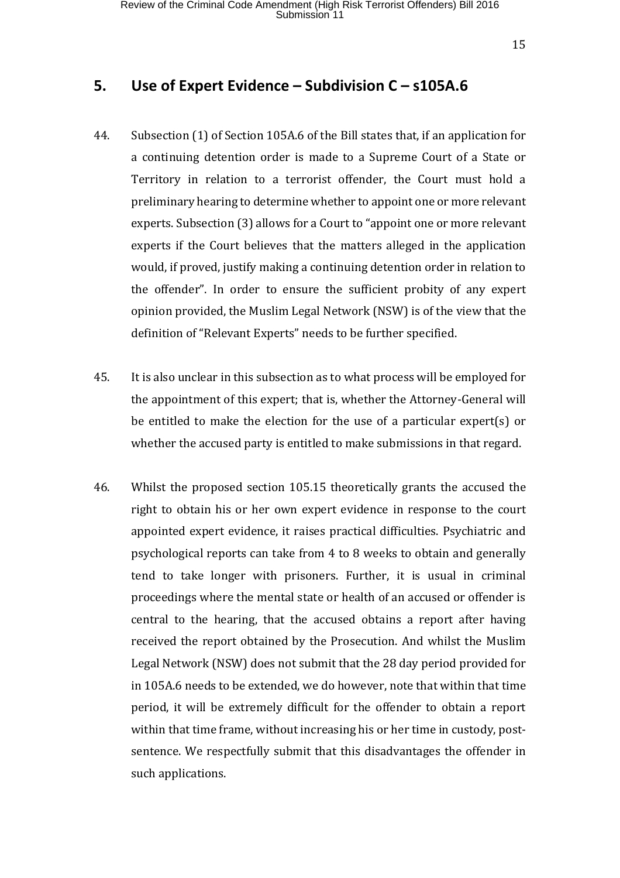## 5. Use of Expert Evidence – Subdivision C – s105A.6

44. Subsection (1) of Section 105A.6 of the Bill states that, if an application for a continuing detention order is made to a Supreme Court of a State or Territory in relation to a terrorist offender, the Court must hold a preliminary hearing to determine whether to appoint one or more relevant experts. Subsection (3) allows for a Court to "appoint one or more relevant experts if the Court believes that the matters alleged in the application would, if proved, justify making a continuing detention order in relation to the offender". In order to ensure the sufficient probity of any expert opinion provided, the Muslim Legal Network (NSW) is of the view that the definition of "Relevant Experts" needs to be further specified.

45. It is also unclear in this subsection as to what process will be employed for the appointment of this expert; that is, whether the Attorney-General will be entitled to make the election for the use of a particular expert(s) or whether the accused party is entitled to make submissions in that regard.

46. Whilst the proposed section 105.15 theoretically grants the accused the right to obtain his or her own expert evidence in response to the court appointed expert evidence, it raises practical difficulties. Psychiatric and psychological reports can take from 4 to 8 weeks to obtain and generally tend to take longer with prisoners. Further, it is usual in criminal proceedings where the mental state or health of an accused or offender is central to the hearing, that the accused obtains a report after having received the report obtained by the Prosecution. And whilst the Muslim Legal Network (NSW) does not submit that the 28 day period provided for in 105A.6 needs to be extended, we do however, note that within that time period, it will be extremely difficult for the offender to obtain a report within that time frame, without increasing his or her time in custody, post-sentence. We respectfully submit that this disadvantages the offender in such applications.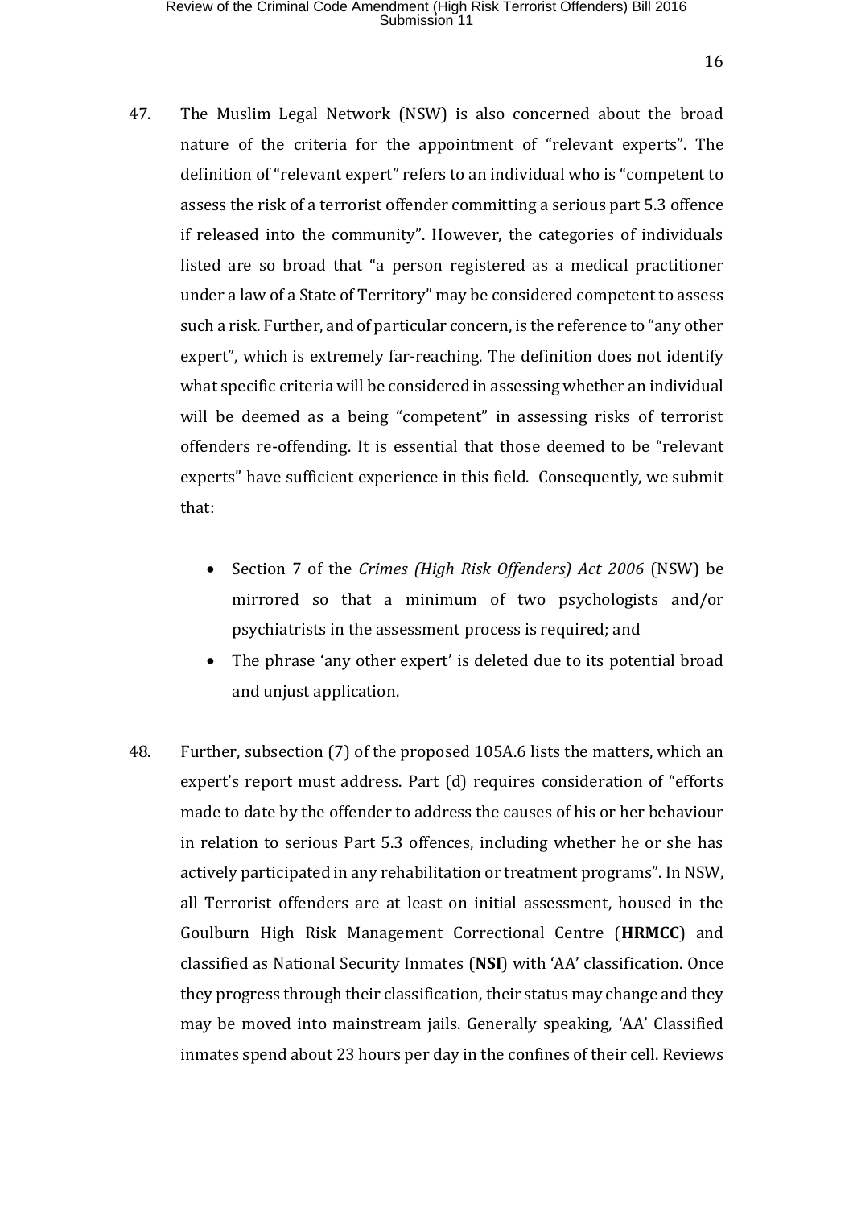47. The Muslim Legal Network (NSW) is also concerned about the broad nature of the criteria for the appointment of "relevant experts". The definition of "relevant expert" refers to an individual who is "competent to assess the risk of a terrorist offender committing a serious part 5.3 offence if released into the community". However, the categories of individuals listed are so broad that "a person registered as a medical practitioner under a law of a State of Territory" may be considered competent to assess such a risk. Further, and of particular concern, is the reference to "any other expert", which is extremely far-reaching. The definition does not identify what specific criteria will be considered in assessing whether an individual will be deemed as a being "competent" in assessing risks of terrorist offenders re-offending. It is essential that those deemed to be "relevant experts" have sufficient experience in this field. Consequently, we submit that:

    - Section 7 of the *Crimes (High Risk Offenders) Act 2006* (NSW) be mirrored so that a minimum of two psychologists and/or psychiatrists in the assessment process is required; and
    - The phrase 'any other expert' is deleted due to its potential broad and unjust application.

48. Further, subsection (7) of the proposed 105A.6 lists the matters, which an expert's report must address. Part (d) requires consideration of "efforts made to date by the offender to address the causes of his or her behaviour in relation to serious Part 5.3 offences, including whether he or she has actively participated in any rehabilitation or treatment programs". In NSW, all Terrorist offenders are at least on initial assessment, housed in the Goulburn High Risk Management Correctional Centre (**HRMCC**) and classified as National Security Inmates (**NSI**) with 'AA' classification. Once they progress through their classification, their status may change and they may be moved into mainstream jails. Generally speaking, 'AA' Classified inmates spend about 23 hours per day in the confines of their cell. Reviews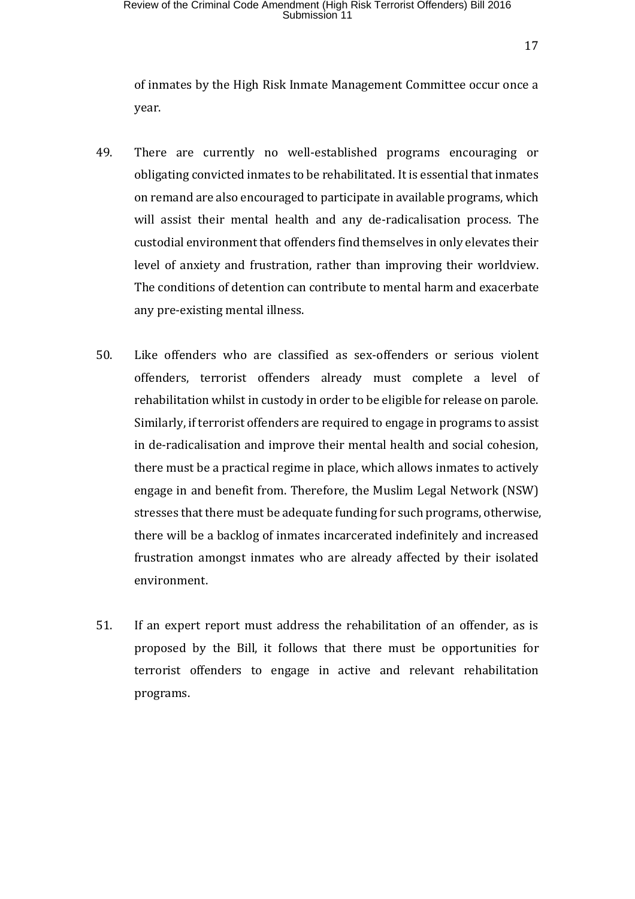of inmates by the High Risk Inmate Management Committee occur once a year.

49. There are currently no well-established programs encouraging or obligating convicted inmates to be rehabilitated. It is essential that inmates on remand are also encouraged to participate in available programs, which will assist their mental health and any de-radicalisation process. The custodial environment that offenders find themselves in only elevates their level of anxiety and frustration, rather than improving their worldview. The conditions of detention can contribute to mental harm and exacerbate any pre-existing mental illness.

50. Like offenders who are classified as sex-offenders or serious violent offenders, terrorist offenders already must complete a level of rehabilitation whilst in custody in order to be eligible for release on parole. Similarly, if terrorist offenders are required to engage in programs to assist in de-radicalisation and improve their mental health and social cohesion, there must be a practical regime in place, which allows inmates to actively engage in and benefit from. Therefore, the Muslim Legal Network (NSW) stresses that there must be adequate funding for such programs, otherwise, there will be a backlog of inmates incarcerated indefinitely and increased frustration amongst inmates who are already affected by their isolated environment.

51. If an expert report must address the rehabilitation of an offender, as is proposed by the Bill, it follows that there must be opportunities for terrorist offenders to engage in active and relevant rehabilitation programs.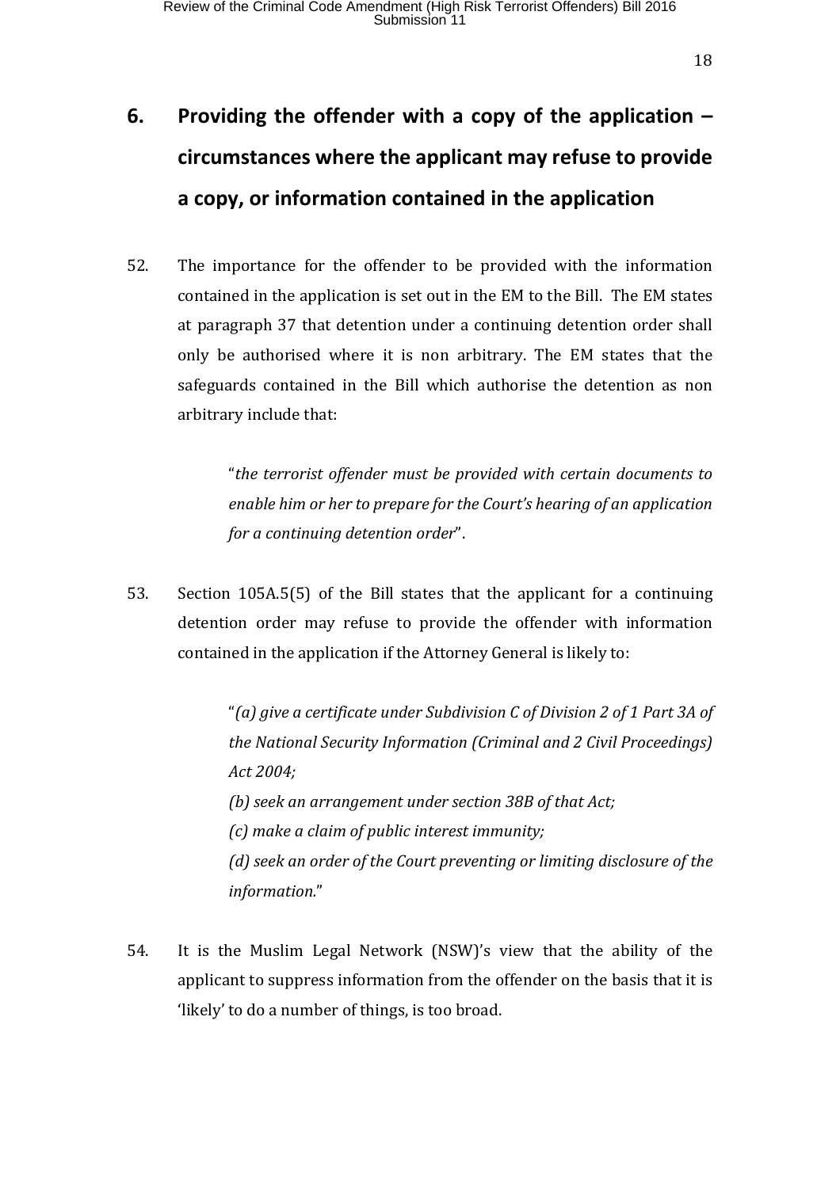## 6. Providing the offender with a copy of the application – circumstances where the applicant may refuse to provide a copy, or information contained in the application

52. The importance for the offender to be provided with the information contained in the application is set out in the EM to the Bill. The EM states at paragraph 37 that detention under a continuing detention order shall only be authorised where it is non arbitrary. The EM states that the safeguards contained in the Bill which authorise the detention as non arbitrary include that:

> "*the terrorist offender must be provided with certain documents to enable him or her to prepare for the Court's hearing of an application for a continuing detention order*".

53. Section 105A.5(5) of the Bill states that the applicant for a continuing detention order may refuse to provide the offender with information contained in the application if the Attorney General is likely to:

> "*(a) give a certificate under Subdivision C of Division 2 of 1 Part 3A of the National Security Information (Criminal and 2 Civil Proceedings) Act 2004;*
>
> *(b) seek an arrangement under section 38B of that Act;*
>
> *(c) make a claim of public interest immunity;*
>
> *(d) seek an order of the Court preventing or limiting disclosure of the information.*"

54. It is the Muslim Legal Network (NSW)'s view that the ability of the applicant to suppress information from the offender on the basis that it is 'likely' to do a number of things, is too broad.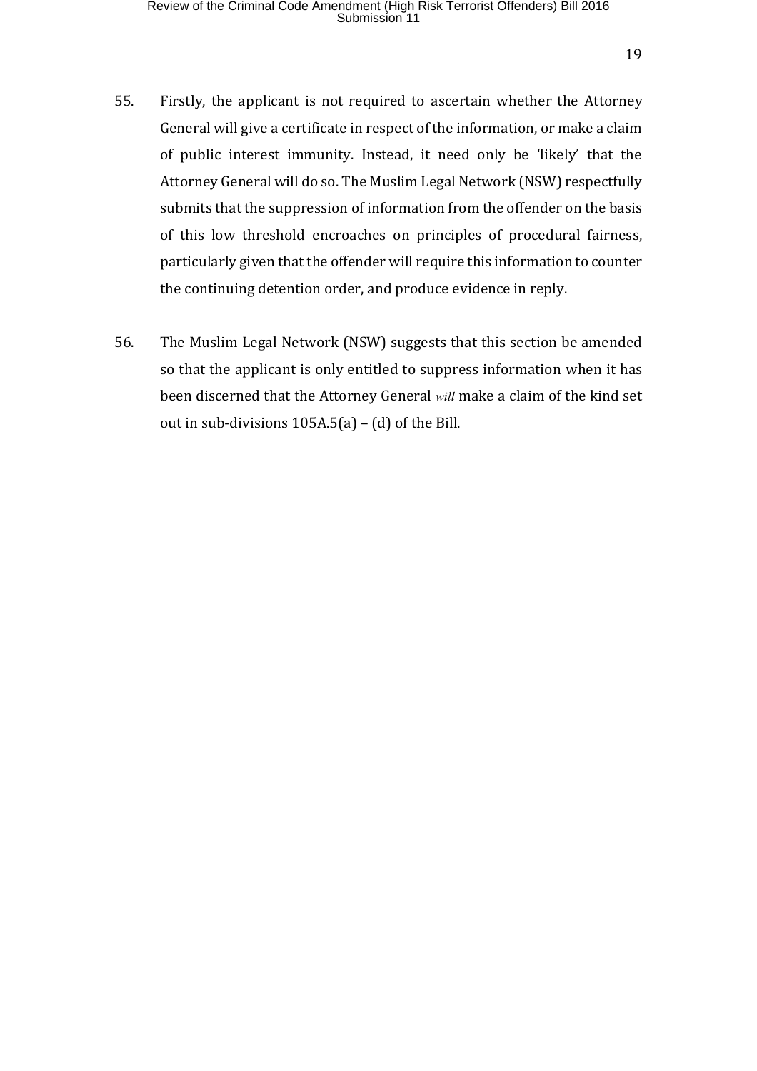55. Firstly, the applicant is not required to ascertain whether the Attorney General will give a certificate in respect of the information, or make a claim of public interest immunity. Instead, it need only be 'likely' that the Attorney General will do so. The Muslim Legal Network (NSW) respectfully submits that the suppression of information from the offender on the basis of this low threshold encroaches on principles of procedural fairness, particularly given that the offender will require this information to counter the continuing detention order, and produce evidence in reply.

56. The Muslim Legal Network (NSW) suggests that this section be amended so that the applicant is only entitled to suppress information when it has been discerned that the Attorney General *will* make a claim of the kind set out in sub-divisions 105A.5(a) – (d) of the Bill.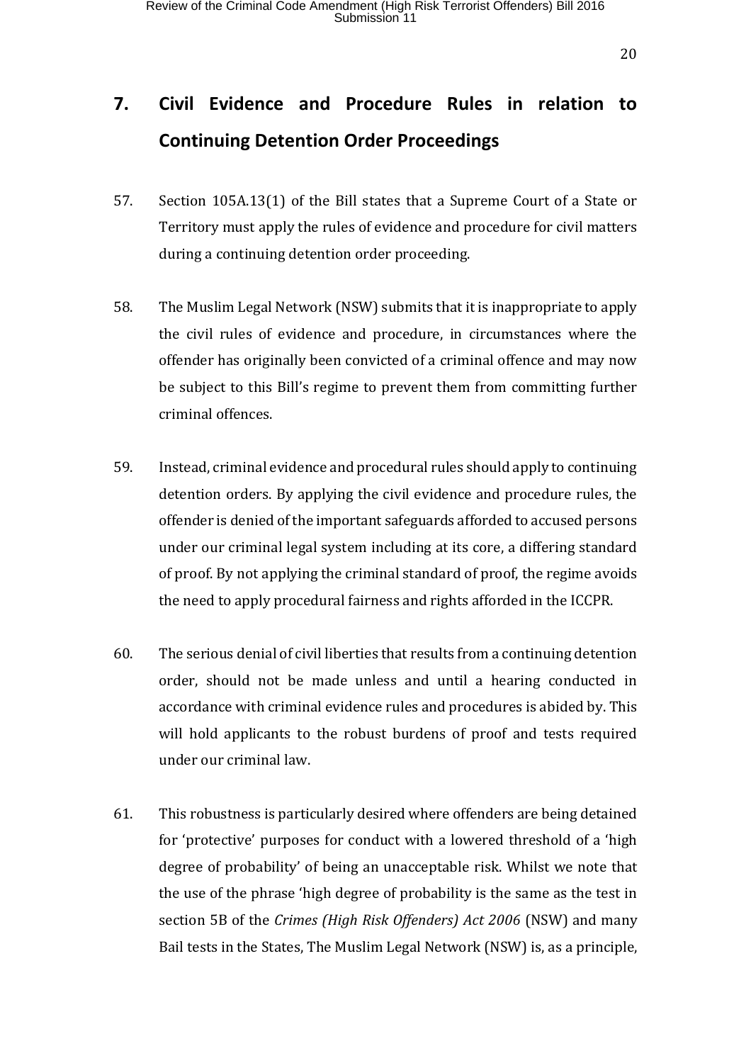## 7. Civil Evidence and Procedure Rules in relation to Continuing Detention Order Proceedings

57. Section 105A.13(1) of the Bill states that a Supreme Court of a State or Territory must apply the rules of evidence and procedure for civil matters during a continuing detention order proceeding.

58. The Muslim Legal Network (NSW) submits that it is inappropriate to apply the civil rules of evidence and procedure, in circumstances where the offender has originally been convicted of a criminal offence and may now be subject to this Bill's regime to prevent them from committing further criminal offences.

59. Instead, criminal evidence and procedural rules should apply to continuing detention orders. By applying the civil evidence and procedure rules, the offender is denied of the important safeguards afforded to accused persons under our criminal legal system including at its core, a differing standard of proof. By not applying the criminal standard of proof, the regime avoids the need to apply procedural fairness and rights afforded in the ICCPR.

60. The serious denial of civil liberties that results from a continuing detention order, should not be made unless and until a hearing conducted in accordance with criminal evidence rules and procedures is abided by. This will hold applicants to the robust burdens of proof and tests required under our criminal law.

61. This robustness is particularly desired where offenders are being detained for 'protective' purposes for conduct with a lowered threshold of a 'high degree of probability' of being an unacceptable risk. Whilst we note that the use of the phrase 'high degree of probability is the same as the test in section 5B of the *Crimes (High Risk Offenders) Act 2006* (NSW) and many Bail tests in the States, The Muslim Legal Network (NSW) is, as a principle,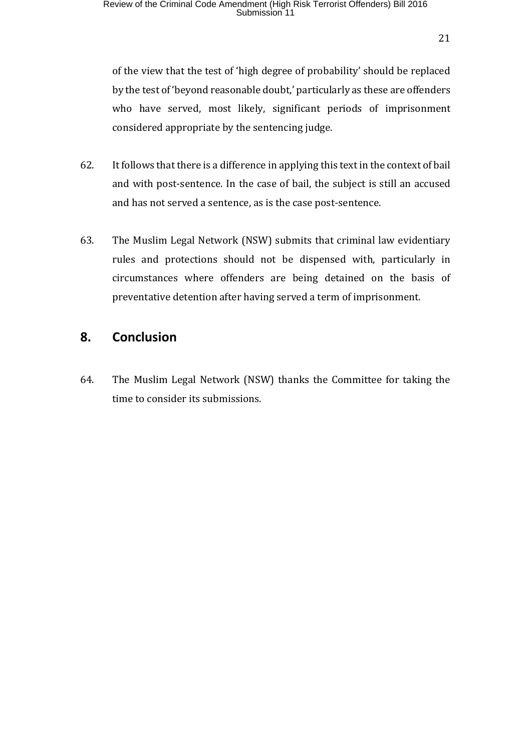of the view that the test of 'high degree of probability' should be replaced by the test of 'beyond reasonable doubt,' particularly as these are offenders who have served, most likely, significant periods of imprisonment considered appropriate by the sentencing judge.

62. It follows that there is a difference in applying this text in the context of bail and with post-sentence. In the case of bail, the subject is still an accused and has not served a sentence, as is the case post-sentence.

63. The Muslim Legal Network (NSW) submits that criminal law evidentiary rules and protections should not be dispensed with, particularly in circumstances where offenders are being detained on the basis of preventative detention after having served a term of imprisonment.

## 8. Conclusion

64. The Muslim Legal Network (NSW) thanks the Committee for taking the time to consider its submissions.